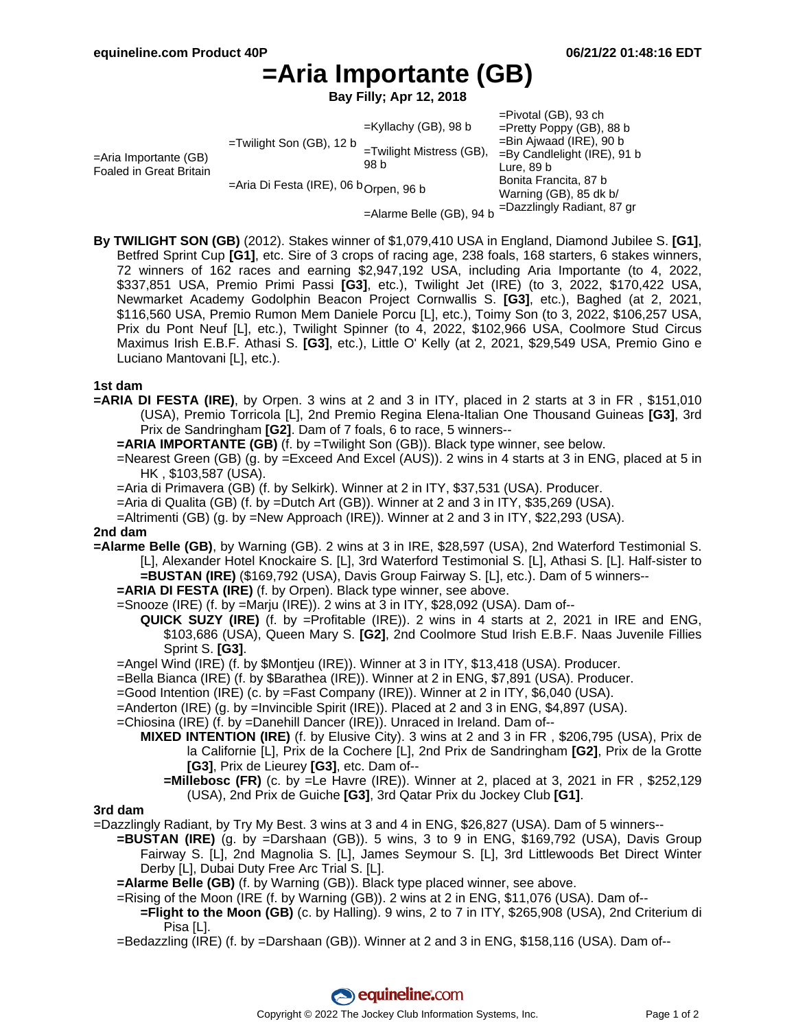# =Aria Importante (GB)

**Bay Filly; Apr 12, 2018**

| | | | |
|---|---|---|---|
| =Aria Importante (GB) Foaled in Great Britain | =Twilight Son (GB), 12 b | =Kyllachy (GB), 98 b | =Pivotal (GB), 93 ch |
| | | | =Pretty Poppy (GB), 88 b |
| | | =Twilight Mistress (GB), 98 b | =Bin Ajwaad (IRE), 90 b |
| | | | =By Candlelight (IRE), 91 b |
| | =Aria Di Festa (IRE), 06 b | Orpen, 96 b | Lure, 89 b |
| | | | Bonita Francita, 87 b |
| | | =Alarme Belle (GB), 94 b | Warning (GB), 85 dk b/ |
| | | | =Dazzlingly Radiant, 87 gr |

**By TWILIGHT SON (GB)** (2012). Stakes winner of $1,079,410 USA in England, Diamond Jubilee S. **[G1]**, Betfred Sprint Cup **[G1]**, etc. Sire of 3 crops of racing age, 238 foals, 168 starters, 6 stakes winners, 72 winners of 162 races and earning $2,947,192 USA, including Aria Importante (to 4, 2022, $337,851 USA, Premio Primi Passi **[G3]**, etc.), Twilight Jet (IRE) (to 3, 2022, $170,422 USA, Newmarket Academy Godolphin Beacon Project Cornwallis S. **[G3]**, etc.), Baghed (at 2, 2021, $116,560 USA, Premio Rumon Mem Daniele Porcu [L], etc.), Toimy Son (to 3, 2022, $106,257 USA, Prix du Pont Neuf [L], etc.), Twilight Spinner (to 4, 2022, $102,966 USA, Coolmore Stud Circus Maximus Irish E.B.F. Athasi S. **[G3]**, etc.), Little O' Kelly (at 2, 2021, $29,549 USA, Premio Gino e Luciano Mantovani [L], etc.).

### 1st dam

**=ARIA DI FESTA (IRE)**, by Orpen. 3 wins at 2 and 3 in ITY, placed in 2 starts at 3 in FR , $151,010 (USA), Premio Torricola [L], 2nd Premio Regina Elena-Italian One Thousand Guineas **[G3]**, 3rd Prix de Sandringham **[G2]**. Dam of 7 foals, 6 to race, 5 winners--

- **=ARIA IMPORTANTE (GB)** (f. by =Twilight Son (GB)). Black type winner, see below.
- =Nearest Green (GB) (g. by =Exceed And Excel (AUS)). 2 wins in 4 starts at 3 in ENG, placed at 5 in HK , $103,587 (USA).
- =Aria di Primavera (GB) (f. by Selkirk). Winner at 2 in ITY, $37,531 (USA). Producer.
- =Aria di Qualita (GB) (f. by =Dutch Art (GB)). Winner at 2 and 3 in ITY, $35,269 (USA).
- =Altrimenti (GB) (g. by =New Approach (IRE)). Winner at 2 and 3 in ITY, $22,293 (USA).

### 2nd dam

**=Alarme Belle (GB)**, by Warning (GB). 2 wins at 3 in IRE, $28,597 (USA), 2nd Waterford Testimonial S. [L], Alexander Hotel Knockaire S. [L], 3rd Waterford Testimonial S. [L], Athasi S. [L]. Half-sister to **=BUSTAN (IRE)** ($169,792 (USA), Davis Group Fairway S. [L], etc.). Dam of 5 winners--

- **=ARIA DI FESTA (IRE)** (f. by Orpen). Black type winner, see above.
- =Snooze (IRE) (f. by =Marju (IRE)). 2 wins at 3 in ITY, $28,092 (USA). Dam of--
  - **QUICK SUZY (IRE)** (f. by =Profitable (IRE)). 2 wins in 4 starts at 2, 2021 in IRE and ENG, $103,686 (USA), Queen Mary S. **[G2]**, 2nd Coolmore Stud Irish E.B.F. Naas Juvenile Fillies Sprint S. **[G3]**.
- =Angel Wind (IRE) (f. by $Montjeu (IRE)). Winner at 3 in ITY, $13,418 (USA). Producer.
- =Bella Bianca (IRE) (f. by $Barathea (IRE)). Winner at 2 in ENG, $7,891 (USA). Producer.
- =Good Intention (IRE) (c. by =Fast Company (IRE)). Winner at 2 in ITY, $6,040 (USA).
- =Anderton (IRE) (g. by =Invincible Spirit (IRE)). Placed at 2 and 3 in ENG, $4,897 (USA).
- =Chiosina (IRE) (f. by =Danehill Dancer (IRE)). Unraced in Ireland. Dam of--
  - **MIXED INTENTION (IRE)** (f. by Elusive City). 3 wins at 2 and 3 in FR , $206,795 (USA), Prix de la Californie [L], Prix de la Cochere [L], 2nd Prix de Sandringham **[G2]**, Prix de la Grotte **[G3]**, Prix de Lieurey **[G3]**, etc. Dam of--
    - **=Millebosc (FR)** (c. by =Le Havre (IRE)). Winner at 2, placed at 3, 2021 in FR , $252,129 (USA), 2nd Prix de Guiche **[G3]**, 3rd Qatar Prix du Jockey Club **[G1]**.

### 3rd dam

=Dazzlingly Radiant, by Try My Best. 3 wins at 3 and 4 in ENG, $26,827 (USA). Dam of 5 winners--

- **=BUSTAN (IRE)** (g. by =Darshaan (GB)). 5 wins, 3 to 9 in ENG, $169,792 (USA), Davis Group Fairway S. [L], 2nd Magnolia S. [L], James Seymour S. [L], 3rd Littlewoods Bet Direct Winter Derby [L], Dubai Duty Free Arc Trial S. [L].
- **=Alarme Belle (GB)** (f. by Warning (GB)). Black type placed winner, see above.
- =Rising of the Moon (IRE (f. by Warning (GB)). 2 wins at 2 in ENG, $11,076 (USA). Dam of--
  - **=Flight to the Moon (GB)** (c. by Halling). 9 wins, 2 to 7 in ITY, $265,908 (USA), 2nd Criterium di Pisa [L].
- =Bedazzling (IRE) (f. by =Darshaan (GB)). Winner at 2 and 3 in ENG, $158,116 (USA). Dam of--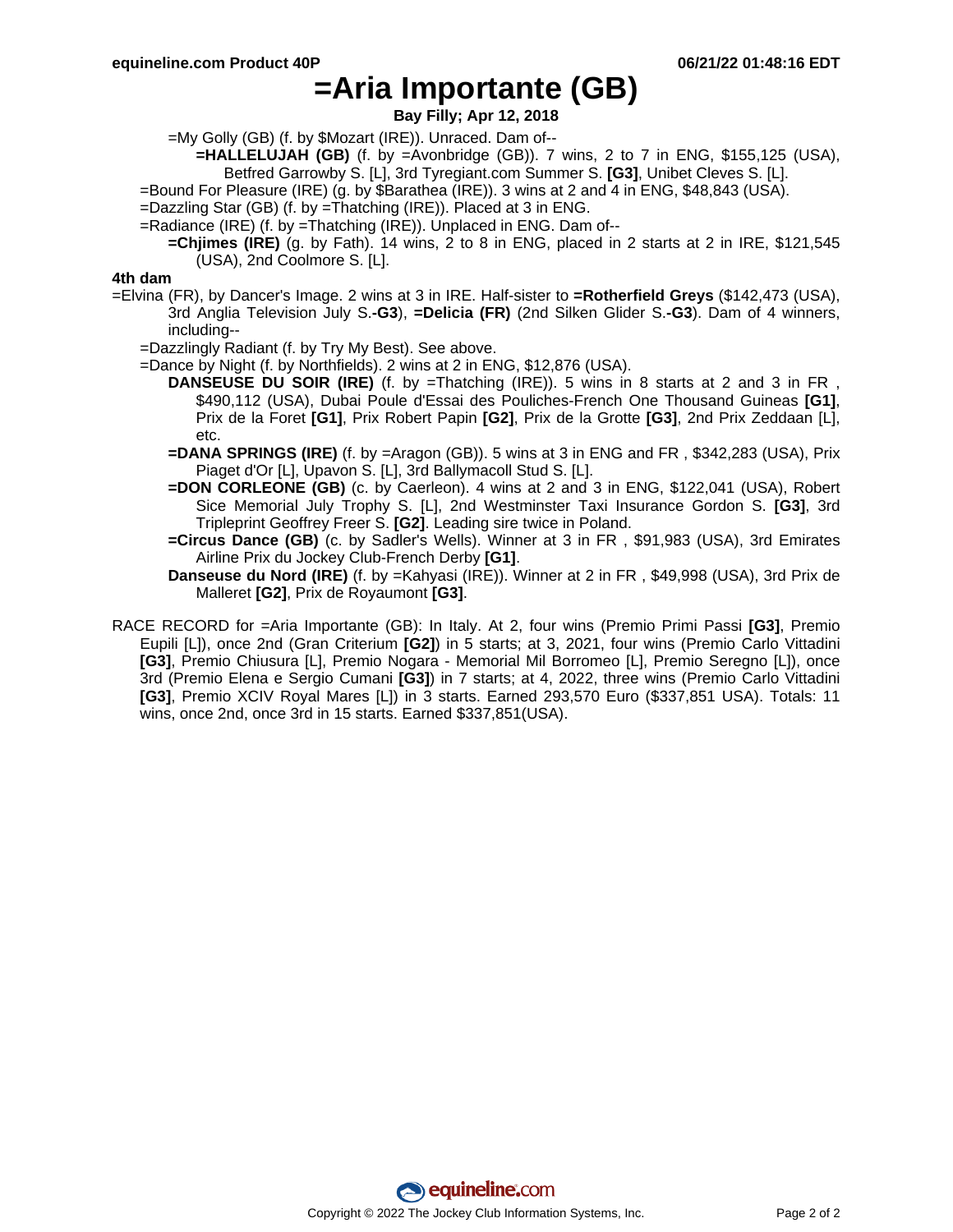# =Aria Importante (GB)

**Bay Filly; Apr 12, 2018**

=My Golly (GB) (f. by $Mozart (IRE)). Unraced. Dam of--

**=HALLELUJAH (GB)** (f. by =Avonbridge (GB)). 7 wins, 2 to 7 in ENG, $155,125 (USA), Betfred Garrowby S. [L], 3rd Tyregiant.com Summer S. **[G3]**, Unibet Cleves S. [L].

=Bound For Pleasure (IRE) (g. by $Barathea (IRE)). 3 wins at 2 and 4 in ENG, $48,843 (USA).

=Dazzling Star (GB) (f. by =Thatching (IRE)). Placed at 3 in ENG.

=Radiance (IRE) (f. by =Thatching (IRE)). Unplaced in ENG. Dam of--

**=Chjimes (IRE)** (g. by Fath). 14 wins, 2 to 8 in ENG, placed in 2 starts at 2 in IRE, $121,545 (USA), 2nd Coolmore S. [L].

**4th dam**

=Elvina (FR), by Dancer's Image. 2 wins at 3 in IRE. Half-sister to **=Rotherfield Greys** ($142,473 (USA), 3rd Anglia Television July S.**-G3**), **=Delicia (FR)** (2nd Silken Glider S.**-G3**). Dam of 4 winners, including--

=Dazzlingly Radiant (f. by Try My Best). See above.

=Dance by Night (f. by Northfields). 2 wins at 2 in ENG, $12,876 (USA).

**DANSEUSE DU SOIR (IRE)** (f. by =Thatching (IRE)). 5 wins in 8 starts at 2 and 3 in FR , $490,112 (USA), Dubai Poule d'Essai des Pouliches-French One Thousand Guineas **[G1]**, Prix de la Foret **[G1]**, Prix Robert Papin **[G2]**, Prix de la Grotte **[G3]**, 2nd Prix Zeddaan [L], etc.

**=DANA SPRINGS (IRE)** (f. by =Aragon (GB)). 5 wins at 3 in ENG and FR , $342,283 (USA), Prix Piaget d'Or [L], Upavon S. [L], 3rd Ballymacoll Stud S. [L].

**=DON CORLEONE (GB)** (c. by Caerleon). 4 wins at 2 and 3 in ENG, $122,041 (USA), Robert Sice Memorial July Trophy S. [L], 2nd Westminster Taxi Insurance Gordon S. **[G3]**, 3rd Tripleprint Geoffrey Freer S. **[G2]**. Leading sire twice in Poland.

**=Circus Dance (GB)** (c. by Sadler's Wells). Winner at 3 in FR , $91,983 (USA), 3rd Emirates Airline Prix du Jockey Club-French Derby **[G1]**.

**Danseuse du Nord (IRE)** (f. by =Kahyasi (IRE)). Winner at 2 in FR , $49,998 (USA), 3rd Prix de Malleret **[G2]**, Prix de Royaumont **[G3]**.

RACE RECORD for =Aria Importante (GB): In Italy. At 2, four wins (Premio Primi Passi **[G3]**, Premio Eupili [L]), once 2nd (Gran Criterium **[G2]**) in 5 starts; at 3, 2021, four wins (Premio Carlo Vittadini **[G3]**, Premio Chiusura [L], Premio Nogara - Memorial Mil Borromeo [L], Premio Seregno [L]), once 3rd (Premio Elena e Sergio Cumani **[G3]**) in 7 starts; at 4, 2022, three wins (Premio Carlo Vittadini **[G3]**, Premio XCIV Royal Mares [L]) in 3 starts. Earned 293,570 Euro ($337,851 USA). Totals: 11 wins, once 2nd, once 3rd in 15 starts. Earned $337,851(USA).